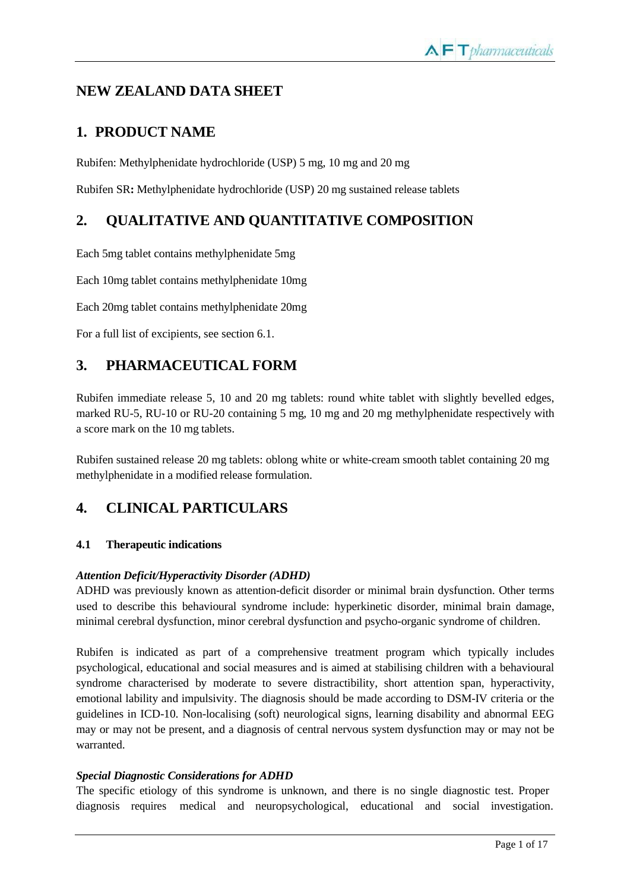# NEW ZEALAND DATA SHEET

## 1. PRODUCT NAME

Rubifen: Methylphenidate hydrochloride (USP) 5 mg, 10 mg and 20 mg

Rubifen SR**:** Methylphenidate hydrochloride (USP) 20 mg sustained release tablets

## 2. QUALITATIVE AND QUANTITATIVE COMPOSITION

Each 5mg tablet contains methylphenidate 5mg

Each 10mg tablet contains methylphenidate 10mg

Each 20mg tablet contains methylphenidate 20mg

For a full list of excipients, see section 6.1.

## 3. PHARMACEUTICAL FORM

Rubifen immediate release 5, 10 and 20 mg tablets: round white tablet with slightly bevelled edges, marked RU-5, RU-10 or RU-20 containing 5 mg, 10 mg and 20 mg methylphenidate respectively with a score mark on the 10 mg tablets.

Rubifen sustained release 20 mg tablets: oblong white or white-cream smooth tablet containing 20 mg methylphenidate in a modified release formulation.

## 4. CLINICAL PARTICULARS

### 4.1 Therapeutic indications

***Attention Deficit/Hyperactivity Disorder (ADHD)***

ADHD was previously known as attention-deficit disorder or minimal brain dysfunction. Other terms used to describe this behavioural syndrome include: hyperkinetic disorder, minimal brain damage, minimal cerebral dysfunction, minor cerebral dysfunction and psycho-organic syndrome of children.

Rubifen is indicated as part of a comprehensive treatment program which typically includes psychological, educational and social measures and is aimed at stabilising children with a behavioural syndrome characterised by moderate to severe distractibility, short attention span, hyperactivity, emotional lability and impulsivity. The diagnosis should be made according to DSM-IV criteria or the guidelines in ICD-10. Non-localising (soft) neurological signs, learning disability and abnormal EEG may or may not be present, and a diagnosis of central nervous system dysfunction may or may not be warranted.

***Special Diagnostic Considerations for ADHD***

The specific etiology of this syndrome is unknown, and there is no single diagnostic test. Proper diagnosis requires medical and neuropsychological, educational and social investigation.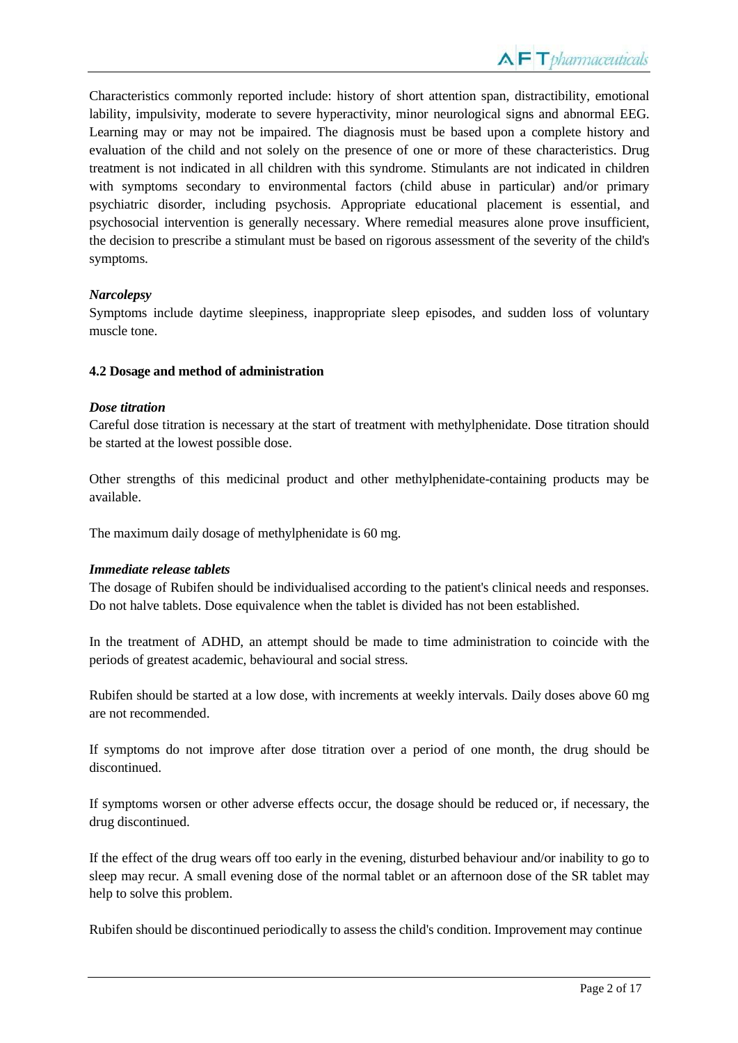Characteristics commonly reported include: history of short attention span, distractibility, emotional lability, impulsivity, moderate to severe hyperactivity, minor neurological signs and abnormal EEG. Learning may or may not be impaired. The diagnosis must be based upon a complete history and evaluation of the child and not solely on the presence of one or more of these characteristics. Drug treatment is not indicated in all children with this syndrome. Stimulants are not indicated in children with symptoms secondary to environmental factors (child abuse in particular) and/or primary psychiatric disorder, including psychosis. Appropriate educational placement is essential, and psychosocial intervention is generally necessary. Where remedial measures alone prove insufficient, the decision to prescribe a stimulant must be based on rigorous assessment of the severity of the child's symptoms.

***Narcolepsy***

Symptoms include daytime sleepiness, inappropriate sleep episodes, and sudden loss of voluntary muscle tone.

**4.2 Dosage and method of administration**

***Dose titration***

Careful dose titration is necessary at the start of treatment with methylphenidate. Dose titration should be started at the lowest possible dose.

Other strengths of this medicinal product and other methylphenidate-containing products may be available.

The maximum daily dosage of methylphenidate is 60 mg.

***Immediate release tablets***

The dosage of Rubifen should be individualised according to the patient's clinical needs and responses. Do not halve tablets. Dose equivalence when the tablet is divided has not been established.

In the treatment of ADHD, an attempt should be made to time administration to coincide with the periods of greatest academic, behavioural and social stress.

Rubifen should be started at a low dose, with increments at weekly intervals. Daily doses above 60 mg are not recommended.

If symptoms do not improve after dose titration over a period of one month, the drug should be discontinued.

If symptoms worsen or other adverse effects occur, the dosage should be reduced or, if necessary, the drug discontinued.

If the effect of the drug wears off too early in the evening, disturbed behaviour and/or inability to go to sleep may recur. A small evening dose of the normal tablet or an afternoon dose of the SR tablet may help to solve this problem.

Rubifen should be discontinued periodically to assess the child's condition. Improvement may continue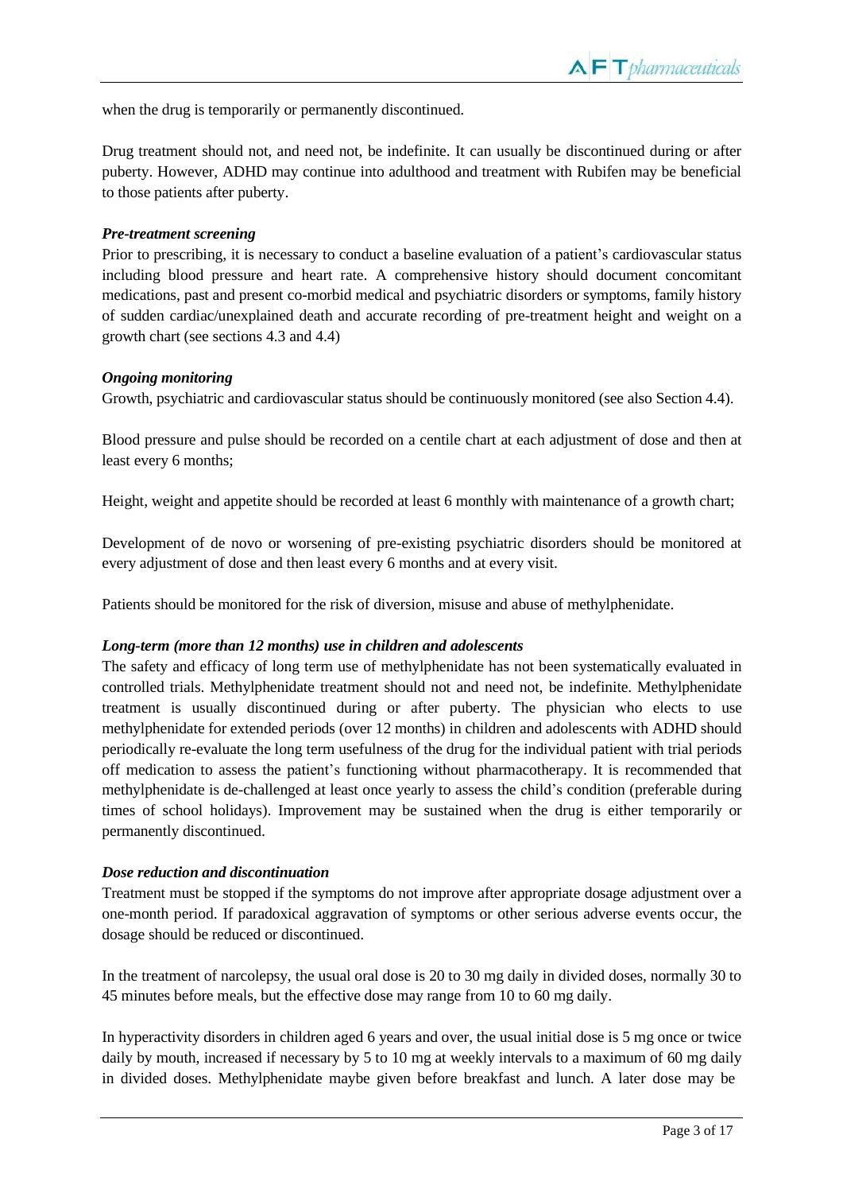when the drug is temporarily or permanently discontinued.

Drug treatment should not, and need not, be indefinite. It can usually be discontinued during or after puberty. However, ADHD may continue into adulthood and treatment with Rubifen may be beneficial to those patients after puberty.

***Pre-treatment screening***

Prior to prescribing, it is necessary to conduct a baseline evaluation of a patient's cardiovascular status including blood pressure and heart rate. A comprehensive history should document concomitant medications, past and present co-morbid medical and psychiatric disorders or symptoms, family history of sudden cardiac/unexplained death and accurate recording of pre-treatment height and weight on a growth chart (see sections 4.3 and 4.4)

***Ongoing monitoring***

Growth, psychiatric and cardiovascular status should be continuously monitored (see also Section 4.4).

Blood pressure and pulse should be recorded on a centile chart at each adjustment of dose and then at least every 6 months;

Height, weight and appetite should be recorded at least 6 monthly with maintenance of a growth chart;

Development of de novo or worsening of pre-existing psychiatric disorders should be monitored at every adjustment of dose and then least every 6 months and at every visit.

Patients should be monitored for the risk of diversion, misuse and abuse of methylphenidate.

***Long-term (more than 12 months) use in children and adolescents***

The safety and efficacy of long term use of methylphenidate has not been systematically evaluated in controlled trials. Methylphenidate treatment should not and need not, be indefinite. Methylphenidate treatment is usually discontinued during or after puberty. The physician who elects to use methylphenidate for extended periods (over 12 months) in children and adolescents with ADHD should periodically re-evaluate the long term usefulness of the drug for the individual patient with trial periods off medication to assess the patient's functioning without pharmacotherapy. It is recommended that methylphenidate is de-challenged at least once yearly to assess the child's condition (preferable during times of school holidays). Improvement may be sustained when the drug is either temporarily or permanently discontinued.

***Dose reduction and discontinuation***

Treatment must be stopped if the symptoms do not improve after appropriate dosage adjustment over a one-month period. If paradoxical aggravation of symptoms or other serious adverse events occur, the dosage should be reduced or discontinued.

In the treatment of narcolepsy, the usual oral dose is 20 to 30 mg daily in divided doses, normally 30 to 45 minutes before meals, but the effective dose may range from 10 to 60 mg daily.

In hyperactivity disorders in children aged 6 years and over, the usual initial dose is 5 mg once or twice daily by mouth, increased if necessary by 5 to 10 mg at weekly intervals to a maximum of 60 mg daily in divided doses. Methylphenidate maybe given before breakfast and lunch. A later dose may be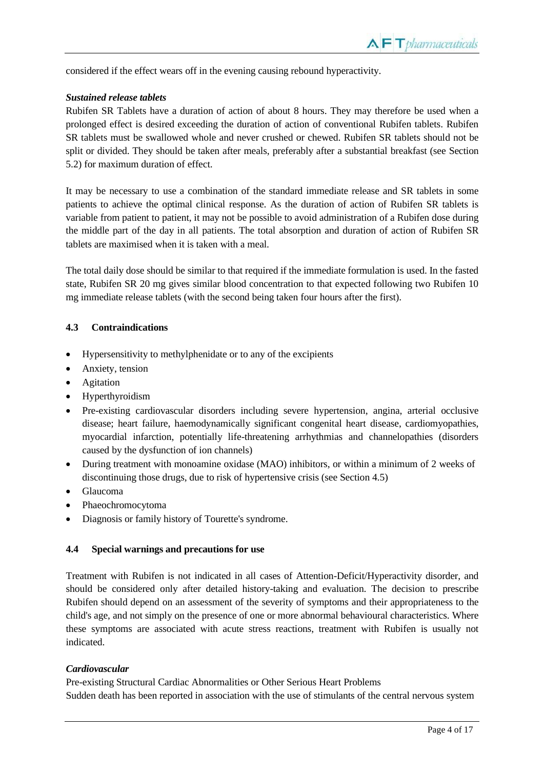considered if the effect wears off in the evening causing rebound hyperactivity.

***Sustained release tablets***

Rubifen SR Tablets have a duration of action of about 8 hours. They may therefore be used when a prolonged effect is desired exceeding the duration of action of conventional Rubifen tablets. Rubifen SR tablets must be swallowed whole and never crushed or chewed. Rubifen SR tablets should not be split or divided. They should be taken after meals, preferably after a substantial breakfast (see Section 5.2) for maximum duration of effect.

It may be necessary to use a combination of the standard immediate release and SR tablets in some patients to achieve the optimal clinical response. As the duration of action of Rubifen SR tablets is variable from patient to patient, it may not be possible to avoid administration of a Rubifen dose during the middle part of the day in all patients. The total absorption and duration of action of Rubifen SR tablets are maximised when it is taken with a meal.

The total daily dose should be similar to that required if the immediate formulation is used. In the fasted state, Rubifen SR 20 mg gives similar blood concentration to that expected following two Rubifen 10 mg immediate release tablets (with the second being taken four hours after the first).

### 4.3 Contraindications

- Hypersensitivity to methylphenidate or to any of the excipients
- Anxiety, tension
- Agitation
- Hyperthyroidism
- Pre-existing cardiovascular disorders including severe hypertension, angina, arterial occlusive disease; heart failure, haemodynamically significant congenital heart disease, cardiomyopathies, myocardial infarction, potentially life-threatening arrhythmias and channelopathies (disorders caused by the dysfunction of ion channels)
- During treatment with monoamine oxidase (MAO) inhibitors, or within a minimum of 2 weeks of discontinuing those drugs, due to risk of hypertensive crisis (see Section 4.5)
- Glaucoma
- Phaeochromocytoma
- Diagnosis or family history of Tourette's syndrome.

### 4.4 Special warnings and precautions for use

Treatment with Rubifen is not indicated in all cases of Attention-Deficit/Hyperactivity disorder, and should be considered only after detailed history-taking and evaluation. The decision to prescribe Rubifen should depend on an assessment of the severity of symptoms and their appropriateness to the child's age, and not simply on the presence of one or more abnormal behavioural characteristics. Where these symptoms are associated with acute stress reactions, treatment with Rubifen is usually not indicated.

***Cardiovascular***

Pre-existing Structural Cardiac Abnormalities or Other Serious Heart Problems

Sudden death has been reported in association with the use of stimulants of the central nervous system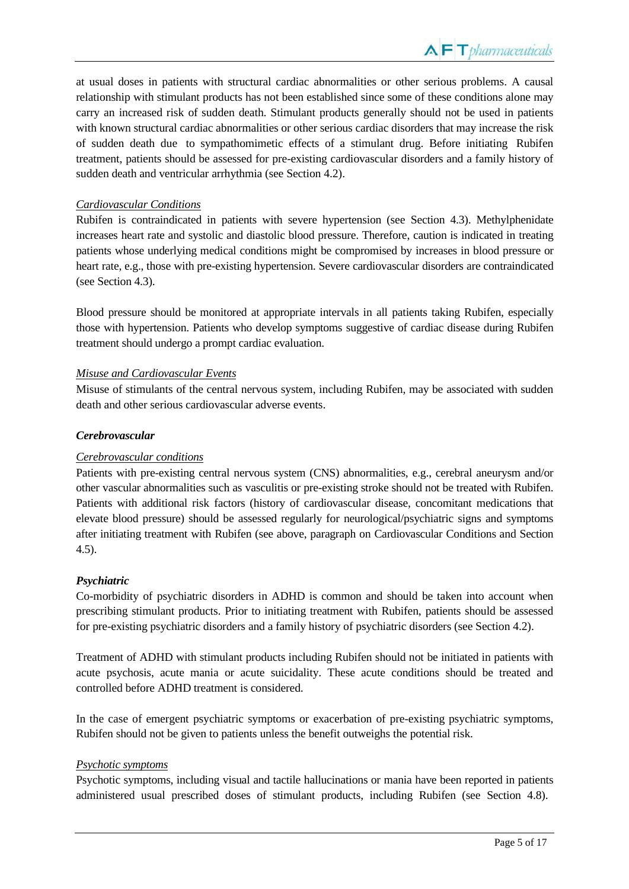at usual doses in patients with structural cardiac abnormalities or other serious problems. A causal relationship with stimulant products has not been established since some of these conditions alone may carry an increased risk of sudden death. Stimulant products generally should not be used in patients with known structural cardiac abnormalities or other serious cardiac disorders that may increase the risk of sudden death due to sympathomimetic effects of a stimulant drug. Before initiating Rubifen treatment, patients should be assessed for pre-existing cardiovascular disorders and a family history of sudden death and ventricular arrhythmia (see Section 4.2).

<u>*Cardiovascular Conditions*</u>

Rubifen is contraindicated in patients with severe hypertension (see Section 4.3). Methylphenidate increases heart rate and systolic and diastolic blood pressure. Therefore, caution is indicated in treating patients whose underlying medical conditions might be compromised by increases in blood pressure or heart rate, e.g., those with pre-existing hypertension. Severe cardiovascular disorders are contraindicated (see Section 4.3).

Blood pressure should be monitored at appropriate intervals in all patients taking Rubifen, especially those with hypertension. Patients who develop symptoms suggestive of cardiac disease during Rubifen treatment should undergo a prompt cardiac evaluation.

<u>*Misuse and Cardiovascular Events*</u>

Misuse of stimulants of the central nervous system, including Rubifen, may be associated with sudden death and other serious cardiovascular adverse events.

***Cerebrovascular***

<u>*Cerebrovascular conditions*</u>

Patients with pre-existing central nervous system (CNS) abnormalities, e.g., cerebral aneurysm and/or other vascular abnormalities such as vasculitis or pre-existing stroke should not be treated with Rubifen. Patients with additional risk factors (history of cardiovascular disease, concomitant medications that elevate blood pressure) should be assessed regularly for neurological/psychiatric signs and symptoms after initiating treatment with Rubifen (see above, paragraph on Cardiovascular Conditions and Section 4.5).

***Psychiatric***

Co-morbidity of psychiatric disorders in ADHD is common and should be taken into account when prescribing stimulant products. Prior to initiating treatment with Rubifen, patients should be assessed for pre-existing psychiatric disorders and a family history of psychiatric disorders (see Section 4.2).

Treatment of ADHD with stimulant products including Rubifen should not be initiated in patients with acute psychosis, acute mania or acute suicidality. These acute conditions should be treated and controlled before ADHD treatment is considered.

In the case of emergent psychiatric symptoms or exacerbation of pre-existing psychiatric symptoms, Rubifen should not be given to patients unless the benefit outweighs the potential risk.

<u>*Psychotic symptoms*</u>

Psychotic symptoms, including visual and tactile hallucinations or mania have been reported in patients administered usual prescribed doses of stimulant products, including Rubifen (see Section 4.8).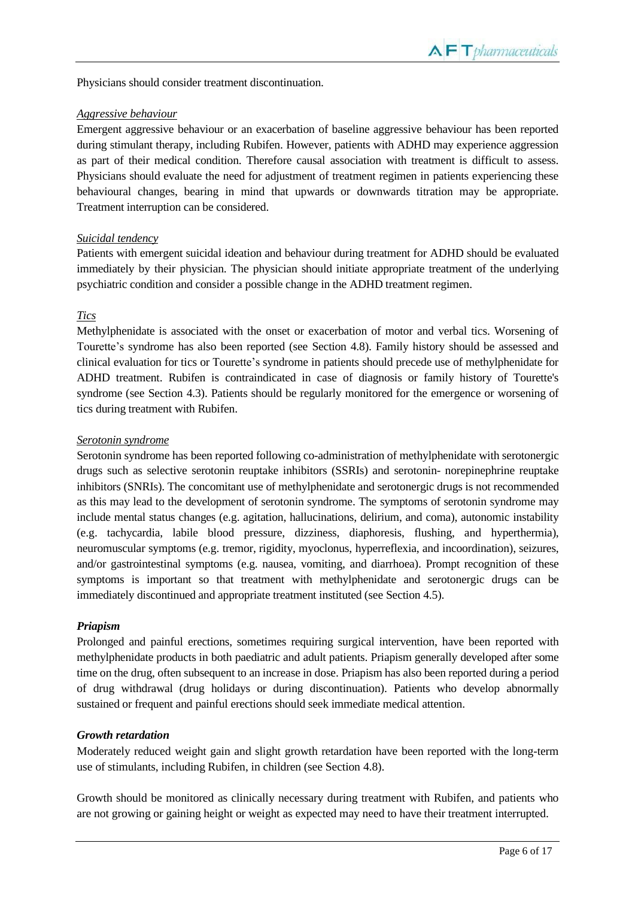Physicians should consider treatment discontinuation.

*Aggressive behaviour*

Emergent aggressive behaviour or an exacerbation of baseline aggressive behaviour has been reported during stimulant therapy, including Rubifen. However, patients with ADHD may experience aggression as part of their medical condition. Therefore causal association with treatment is difficult to assess. Physicians should evaluate the need for adjustment of treatment regimen in patients experiencing these behavioural changes, bearing in mind that upwards or downwards titration may be appropriate. Treatment interruption can be considered.

*Suicidal tendency*

Patients with emergent suicidal ideation and behaviour during treatment for ADHD should be evaluated immediately by their physician. The physician should initiate appropriate treatment of the underlying psychiatric condition and consider a possible change in the ADHD treatment regimen.

*Tics*

Methylphenidate is associated with the onset or exacerbation of motor and verbal tics. Worsening of Tourette's syndrome has also been reported (see Section 4.8). Family history should be assessed and clinical evaluation for tics or Tourette's syndrome in patients should precede use of methylphenidate for ADHD treatment. Rubifen is contraindicated in case of diagnosis or family history of Tourette's syndrome (see Section 4.3). Patients should be regularly monitored for the emergence or worsening of tics during treatment with Rubifen.

*Serotonin syndrome*

Serotonin syndrome has been reported following co-administration of methylphenidate with serotonergic drugs such as selective serotonin reuptake inhibitors (SSRIs) and serotonin- norepinephrine reuptake inhibitors (SNRIs). The concomitant use of methylphenidate and serotonergic drugs is not recommended as this may lead to the development of serotonin syndrome. The symptoms of serotonin syndrome may include mental status changes (e.g. agitation, hallucinations, delirium, and coma), autonomic instability (e.g. tachycardia, labile blood pressure, dizziness, diaphoresis, flushing, and hyperthermia), neuromuscular symptoms (e.g. tremor, rigidity, myoclonus, hyperreflexia, and incoordination), seizures, and/or gastrointestinal symptoms (e.g. nausea, vomiting, and diarrhoea). Prompt recognition of these symptoms is important so that treatment with methylphenidate and serotonergic drugs can be immediately discontinued and appropriate treatment instituted (see Section 4.5).

***Priapism***

Prolonged and painful erections, sometimes requiring surgical intervention, have been reported with methylphenidate products in both paediatric and adult patients. Priapism generally developed after some time on the drug, often subsequent to an increase in dose. Priapism has also been reported during a period of drug withdrawal (drug holidays or during discontinuation). Patients who develop abnormally sustained or frequent and painful erections should seek immediate medical attention.

***Growth retardation***

Moderately reduced weight gain and slight growth retardation have been reported with the long-term use of stimulants, including Rubifen, in children (see Section 4.8).

Growth should be monitored as clinically necessary during treatment with Rubifen, and patients who are not growing or gaining height or weight as expected may need to have their treatment interrupted.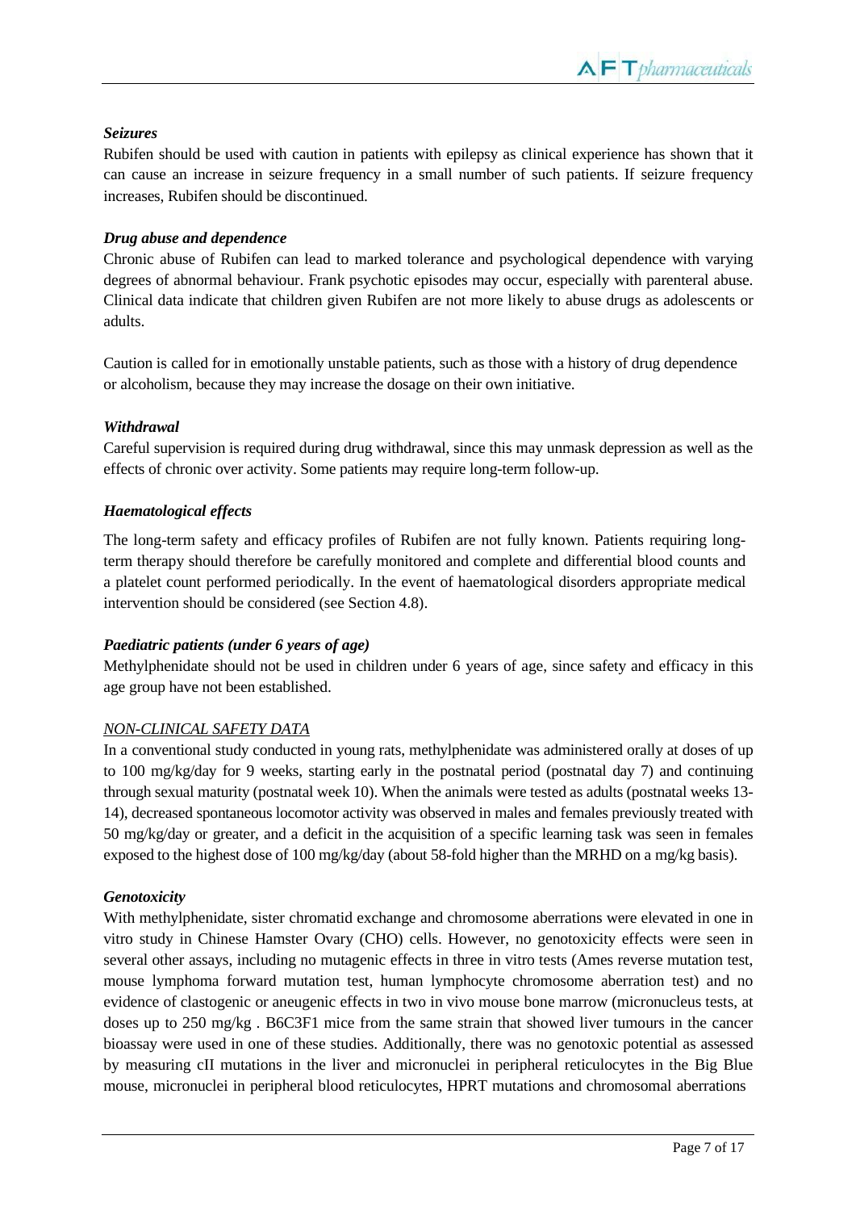### *Seizures*

Rubifen should be used with caution in patients with epilepsy as clinical experience has shown that it can cause an increase in seizure frequency in a small number of such patients. If seizure frequency increases, Rubifen should be discontinued.

### *Drug abuse and dependence*

Chronic abuse of Rubifen can lead to marked tolerance and psychological dependence with varying degrees of abnormal behaviour. Frank psychotic episodes may occur, especially with parenteral abuse. Clinical data indicate that children given Rubifen are not more likely to abuse drugs as adolescents or adults.

Caution is called for in emotionally unstable patients, such as those with a history of drug dependence or alcoholism, because they may increase the dosage on their own initiative.

### *Withdrawal*

Careful supervision is required during drug withdrawal, since this may unmask depression as well as the effects of chronic over activity. Some patients may require long-term follow-up.

### *Haematological effects*

The long-term safety and efficacy profiles of Rubifen are not fully known. Patients requiring long-term therapy should therefore be carefully monitored and complete and differential blood counts and a platelet count performed periodically. In the event of haematological disorders appropriate medical intervention should be considered (see Section 4.8).

### *Paediatric patients (under 6 years of age)*

Methylphenidate should not be used in children under 6 years of age, since safety and efficacy in this age group have not been established.

## NON-CLINICAL SAFETY DATA

In a conventional study conducted in young rats, methylphenidate was administered orally at doses of up to 100 mg/kg/day for 9 weeks, starting early in the postnatal period (postnatal day 7) and continuing through sexual maturity (postnatal week 10). When the animals were tested as adults (postnatal weeks 13-14), decreased spontaneous locomotor activity was observed in males and females previously treated with 50 mg/kg/day or greater, and a deficit in the acquisition of a specific learning task was seen in females exposed to the highest dose of 100 mg/kg/day (about 58-fold higher than the MRHD on a mg/kg basis).

### *Genotoxicity*

With methylphenidate, sister chromatid exchange and chromosome aberrations were elevated in one in vitro study in Chinese Hamster Ovary (CHO) cells. However, no genotoxicity effects were seen in several other assays, including no mutagenic effects in three in vitro tests (Ames reverse mutation test, mouse lymphoma forward mutation test, human lymphocyte chromosome aberration test) and no evidence of clastogenic or aneugenic effects in two in vivo mouse bone marrow (micronucleus tests, at doses up to 250 mg/kg . B6C3F1 mice from the same strain that showed liver tumours in the cancer bioassay were used in one of these studies. Additionally, there was no genotoxic potential as assessed by measuring cII mutations in the liver and micronuclei in peripheral reticulocytes in the Big Blue mouse, micronuclei in peripheral blood reticulocytes, HPRT mutations and chromosomal aberrations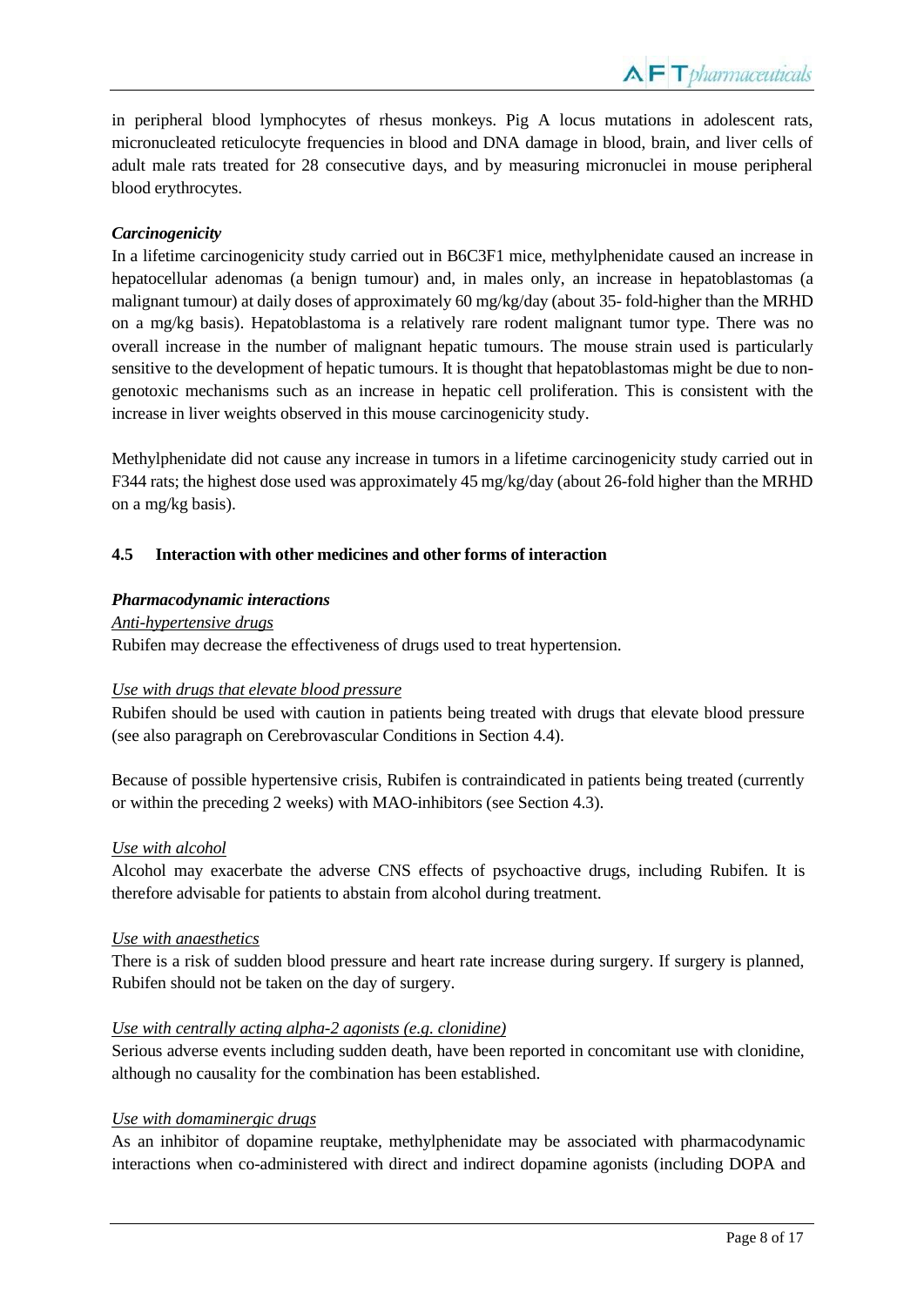in peripheral blood lymphocytes of rhesus monkeys. Pig A locus mutations in adolescent rats, micronucleated reticulocyte frequencies in blood and DNA damage in blood, brain, and liver cells of adult male rats treated for 28 consecutive days, and by measuring micronuclei in mouse peripheral blood erythrocytes.

***Carcinogenicity***

In a lifetime carcinogenicity study carried out in B6C3F1 mice, methylphenidate caused an increase in hepatocellular adenomas (a benign tumour) and, in males only, an increase in hepatoblastomas (a malignant tumour) at daily doses of approximately 60 mg/kg/day (about 35- fold-higher than the MRHD on a mg/kg basis). Hepatoblastoma is a relatively rare rodent malignant tumor type. There was no overall increase in the number of malignant hepatic tumours. The mouse strain used is particularly sensitive to the development of hepatic tumours. It is thought that hepatoblastomas might be due to non-genotoxic mechanisms such as an increase in hepatic cell proliferation. This is consistent with the increase in liver weights observed in this mouse carcinogenicity study.

Methylphenidate did not cause any increase in tumors in a lifetime carcinogenicity study carried out in F344 rats; the highest dose used was approximately 45 mg/kg/day (about 26-fold higher than the MRHD on a mg/kg basis).

## 4.5 Interaction with other medicines and other forms of interaction

***Pharmacodynamic interactions***

*Anti-hypertensive drugs*

Rubifen may decrease the effectiveness of drugs used to treat hypertension.

*Use with drugs that elevate blood pressure*

Rubifen should be used with caution in patients being treated with drugs that elevate blood pressure (see also paragraph on Cerebrovascular Conditions in Section 4.4).

Because of possible hypertensive crisis, Rubifen is contraindicated in patients being treated (currently or within the preceding 2 weeks) with MAO-inhibitors (see Section 4.3).

*Use with alcohol*

Alcohol may exacerbate the adverse CNS effects of psychoactive drugs, including Rubifen. It is therefore advisable for patients to abstain from alcohol during treatment.

*Use with anaesthetics*

There is a risk of sudden blood pressure and heart rate increase during surgery. If surgery is planned, Rubifen should not be taken on the day of surgery.

*Use with centrally acting alpha-2 agonists (e.g. clonidine)*

Serious adverse events including sudden death, have been reported in concomitant use with clonidine, although no causality for the combination has been established.

*Use with domaminergic drugs*

As an inhibitor of dopamine reuptake, methylphenidate may be associated with pharmacodynamic interactions when co-administered with direct and indirect dopamine agonists (including DOPA and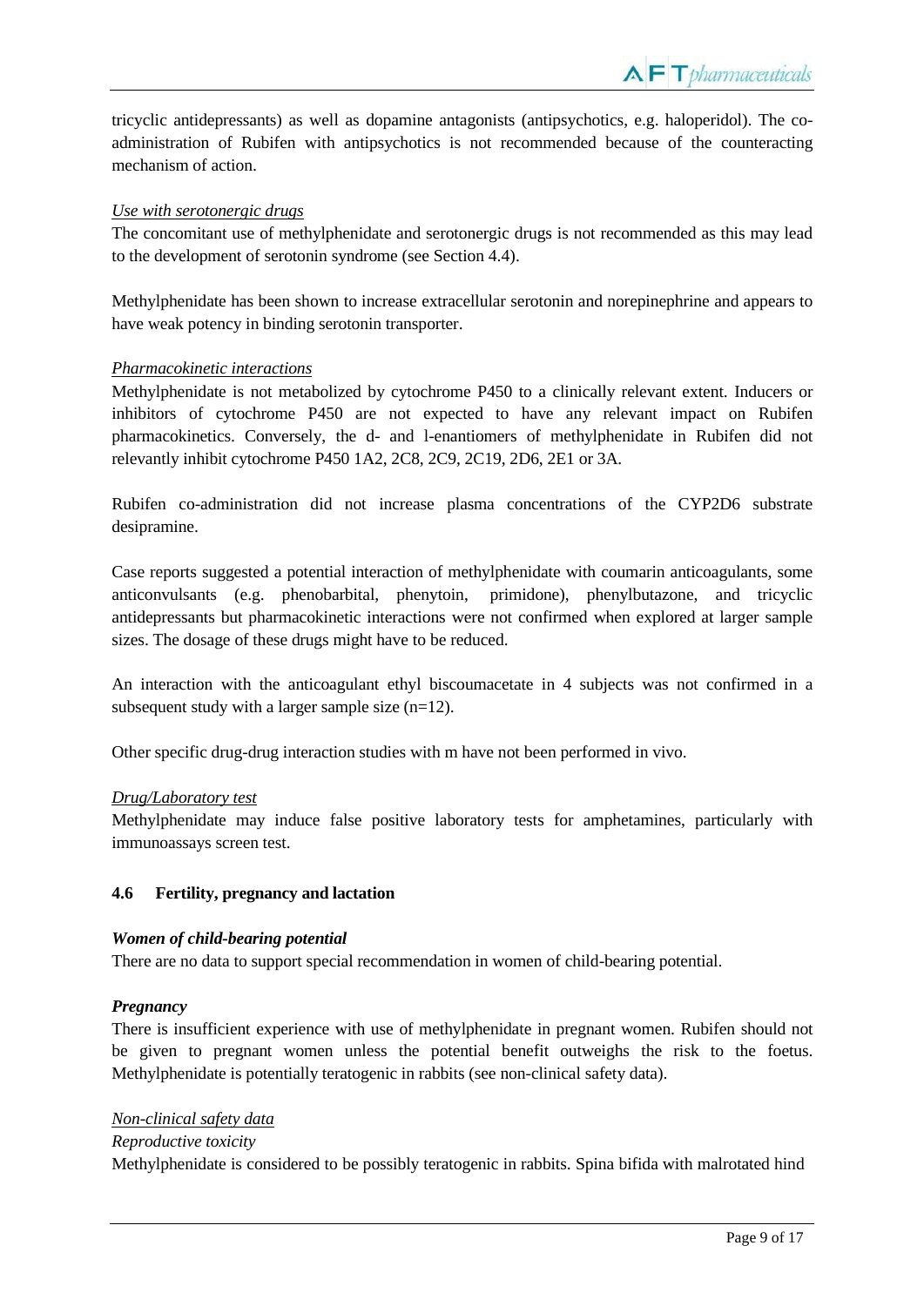tricyclic antidepressants) as well as dopamine antagonists (antipsychotics, e.g. haloperidol). The co-administration of Rubifen with antipsychotics is not recommended because of the counteracting mechanism of action.

*Use with serotonergic drugs*

The concomitant use of methylphenidate and serotonergic drugs is not recommended as this may lead to the development of serotonin syndrome (see Section 4.4).

Methylphenidate has been shown to increase extracellular serotonin and norepinephrine and appears to have weak potency in binding serotonin transporter.

*Pharmacokinetic interactions*

Methylphenidate is not metabolized by cytochrome P450 to a clinically relevant extent. Inducers or inhibitors of cytochrome P450 are not expected to have any relevant impact on Rubifen pharmacokinetics. Conversely, the d- and l-enantiomers of methylphenidate in Rubifen did not relevantly inhibit cytochrome P450 1A2, 2C8, 2C9, 2C19, 2D6, 2E1 or 3A.

Rubifen co-administration did not increase plasma concentrations of the CYP2D6 substrate desipramine.

Case reports suggested a potential interaction of methylphenidate with coumarin anticoagulants, some anticonvulsants (e.g. phenobarbital, phenytoin, primidone), phenylbutazone, and tricyclic antidepressants but pharmacokinetic interactions were not confirmed when explored at larger sample sizes. The dosage of these drugs might have to be reduced.

An interaction with the anticoagulant ethyl biscoumacetate in 4 subjects was not confirmed in a subsequent study with a larger sample size (n=12).

Other specific drug-drug interaction studies with m have not been performed in vivo.

*Drug/Laboratory test*

Methylphenidate may induce false positive laboratory tests for amphetamines, particularly with immunoassays screen test.

### 4.6 Fertility, pregnancy and lactation

***Women of child-bearing potential***

There are no data to support special recommendation in women of child-bearing potential.

***Pregnancy***

There is insufficient experience with use of methylphenidate in pregnant women. Rubifen should not be given to pregnant women unless the potential benefit outweighs the risk to the foetus. Methylphenidate is potentially teratogenic in rabbits (see non-clinical safety data).

*Non-clinical safety data*

*Reproductive toxicity*

Methylphenidate is considered to be possibly teratogenic in rabbits. Spina bifida with malrotated hind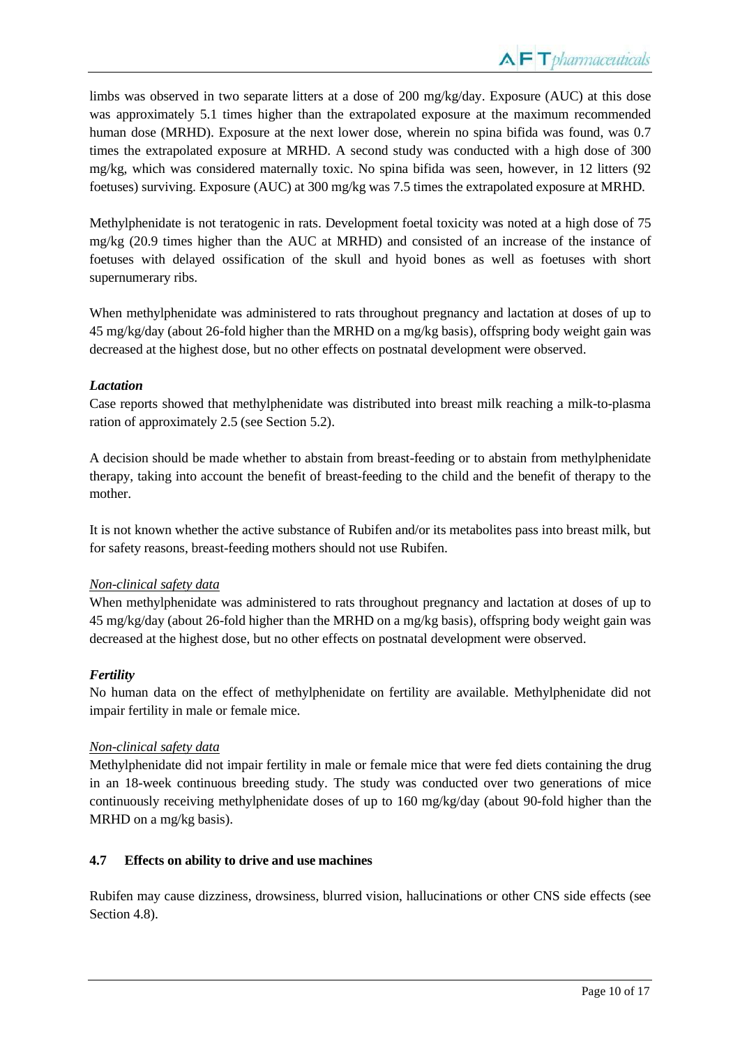limbs was observed in two separate litters at a dose of 200 mg/kg/day. Exposure (AUC) at this dose was approximately 5.1 times higher than the extrapolated exposure at the maximum recommended human dose (MRHD). Exposure at the next lower dose, wherein no spina bifida was found, was 0.7 times the extrapolated exposure at MRHD. A second study was conducted with a high dose of 300 mg/kg, which was considered maternally toxic. No spina bifida was seen, however, in 12 litters (92 foetuses) surviving. Exposure (AUC) at 300 mg/kg was 7.5 times the extrapolated exposure at MRHD.

Methylphenidate is not teratogenic in rats. Development foetal toxicity was noted at a high dose of 75 mg/kg (20.9 times higher than the AUC at MRHD) and consisted of an increase of the instance of foetuses with delayed ossification of the skull and hyoid bones as well as foetuses with short supernumerary ribs.

When methylphenidate was administered to rats throughout pregnancy and lactation at doses of up to 45 mg/kg/day (about 26-fold higher than the MRHD on a mg/kg basis), offspring body weight gain was decreased at the highest dose, but no other effects on postnatal development were observed.

***Lactation***

Case reports showed that methylphenidate was distributed into breast milk reaching a milk-to-plasma ration of approximately 2.5 (see Section 5.2).

A decision should be made whether to abstain from breast-feeding or to abstain from methylphenidate therapy, taking into account the benefit of breast-feeding to the child and the benefit of therapy to the mother.

It is not known whether the active substance of Rubifen and/or its metabolites pass into breast milk, but for safety reasons, breast-feeding mothers should not use Rubifen.

*Non-clinical safety data*

When methylphenidate was administered to rats throughout pregnancy and lactation at doses of up to 45 mg/kg/day (about 26-fold higher than the MRHD on a mg/kg basis), offspring body weight gain was decreased at the highest dose, but no other effects on postnatal development were observed.

***Fertility***

No human data on the effect of methylphenidate on fertility are available. Methylphenidate did not impair fertility in male or female mice.

*Non-clinical safety data*

Methylphenidate did not impair fertility in male or female mice that were fed diets containing the drug in an 18-week continuous breeding study. The study was conducted over two generations of mice continuously receiving methylphenidate doses of up to 160 mg/kg/day (about 90-fold higher than the MRHD on a mg/kg basis).

### 4.7 Effects on ability to drive and use machines

Rubifen may cause dizziness, drowsiness, blurred vision, hallucinations or other CNS side effects (see Section 4.8).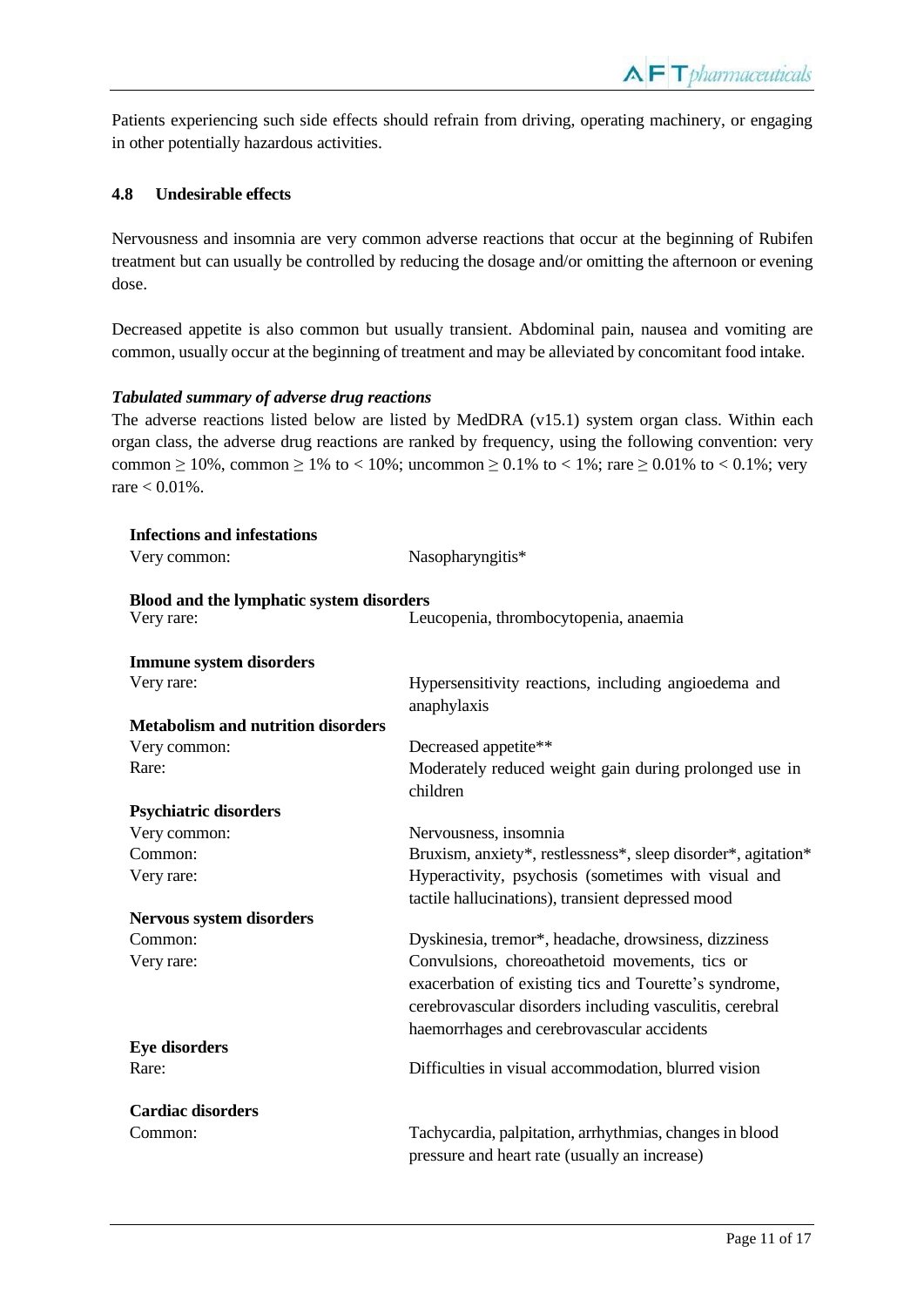Patients experiencing such side effects should refrain from driving, operating machinery, or engaging in other potentially hazardous activities.

### 4.8 Undesirable effects

Nervousness and insomnia are very common adverse reactions that occur at the beginning of Rubifen treatment but can usually be controlled by reducing the dosage and/or omitting the afternoon or evening dose.

Decreased appetite is also common but usually transient. Abdominal pain, nausea and vomiting are common, usually occur at the beginning of treatment and may be alleviated by concomitant food intake.

***Tabulated summary of adverse drug reactions***

The adverse reactions listed below are listed by MedDRA (v15.1) system organ class. Within each organ class, the adverse drug reactions are ranked by frequency, using the following convention: very common ≥ 10%, common ≥ 1% to < 10%; uncommon ≥ 0.1% to < 1%; rare ≥ 0.01% to < 0.1%; very rare < 0.01%.

| | |
|---|---|
| **Infections and infestations** | |
| Very common: | Nasopharyngitis* |
| **Blood and the lymphatic system disorders** | |
| Very rare: | Leucopenia, thrombocytopenia, anaemia |
| **Immune system disorders** | |
| Very rare: | Hypersensitivity reactions, including angioedema and anaphylaxis |
| **Metabolism and nutrition disorders** | |
| Very common: | Decreased appetite** |
| Rare: | Moderately reduced weight gain during prolonged use in children |
| **Psychiatric disorders** | |
| Very common: | Nervousness, insomnia |
| Common: | Bruxism, anxiety*, restlessness*, sleep disorder*, agitation* |
| Very rare: | Hyperactivity, psychosis (sometimes with visual and tactile hallucinations), transient depressed mood |
| **Nervous system disorders** | |
| Common: | Dyskinesia, tremor*, headache, drowsiness, dizziness |
| Very rare: | Convulsions, choreoathetoid movements, tics or exacerbation of existing tics and Tourette's syndrome, cerebrovascular disorders including vasculitis, cerebral haemorrhages and cerebrovascular accidents |
| **Eye disorders** | |
| Rare: | Difficulties in visual accommodation, blurred vision |
| **Cardiac disorders** | |
| Common: | Tachycardia, palpitation, arrhythmias, changes in blood pressure and heart rate (usually an increase) |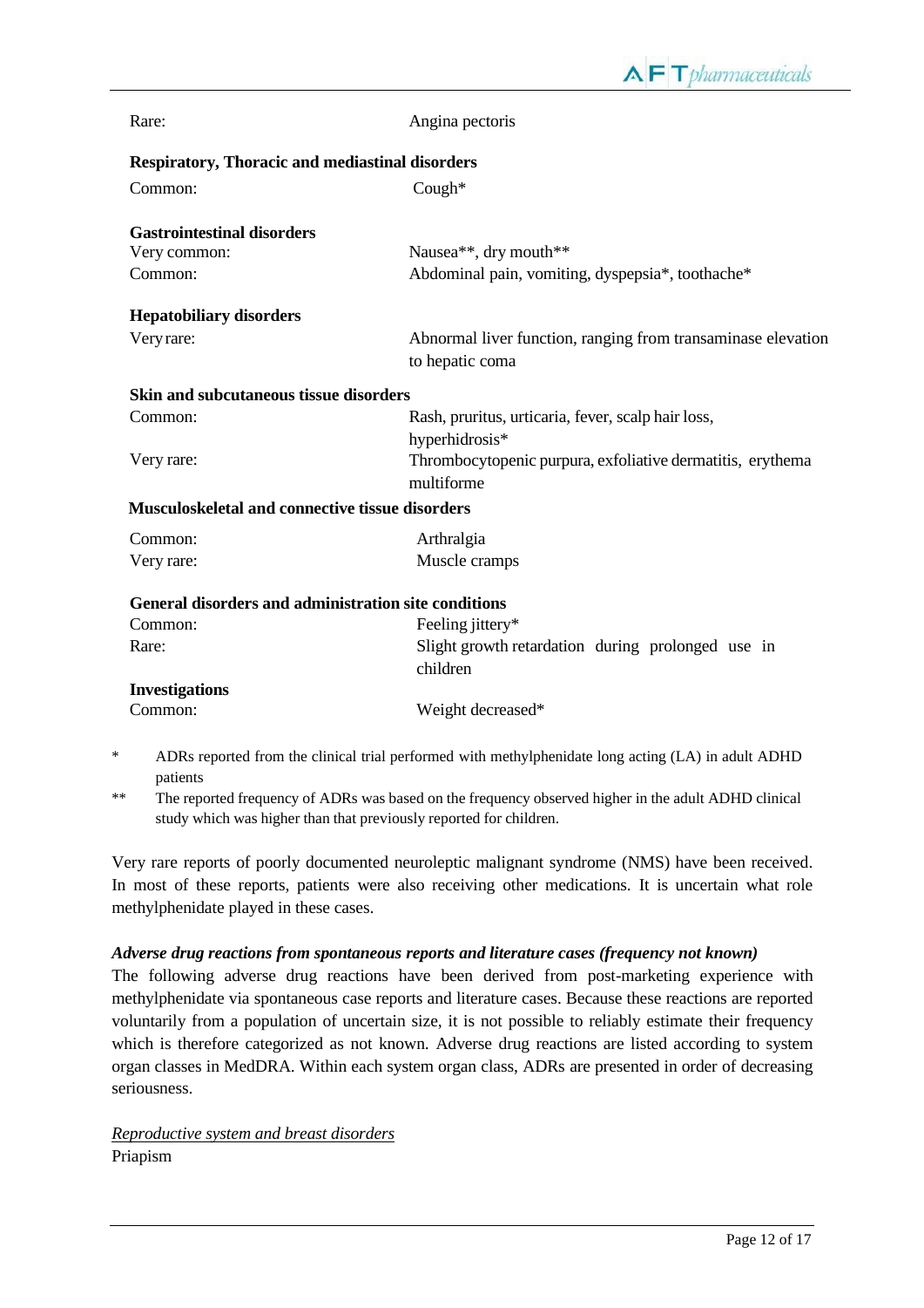| | |
|---|---|
| Rare: | Angina pectoris |
| **Respiratory, Thoracic and mediastinal disorders** | |
| Common: | Cough* |
| **Gastrointestinal disorders** | |
| Very common: | Nausea**, dry mouth** |
| Common: | Abdominal pain, vomiting, dyspepsia*, toothache* |
| **Hepatobiliary disorders** | |
| Very rare: | Abnormal liver function, ranging from transaminase elevation to hepatic coma |
| **Skin and subcutaneous tissue disorders** | |
| Common: | Rash, pruritus, urticaria, fever, scalp hair loss, hyperhidrosis* |
| Very rare: | Thrombocytopenic purpura, exfoliative dermatitis, erythema multiforme |
| **Musculoskeletal and connective tissue disorders** | |
| Common: | Arthralgia |
| Very rare: | Muscle cramps |
| **General disorders and administration site conditions** | |
| Common: | Feeling jittery* |
| Rare: | Slight growth retardation during prolonged use in children |
| **Investigations** | |
| Common: | Weight decreased* |

\* ADRs reported from the clinical trial performed with methylphenidate long acting (LA) in adult ADHD patients

\*\* The reported frequency of ADRs was based on the frequency observed higher in the adult ADHD clinical study which was higher than that previously reported for children.

Very rare reports of poorly documented neuroleptic malignant syndrome (NMS) have been received. In most of these reports, patients were also receiving other medications. It is uncertain what role methylphenidate played in these cases.

***Adverse drug reactions from spontaneous reports and literature cases (frequency not known)***

The following adverse drug reactions have been derived from post-marketing experience with methylphenidate via spontaneous case reports and literature cases. Because these reactions are reported voluntarily from a population of uncertain size, it is not possible to reliably estimate their frequency which is therefore categorized as not known. Adverse drug reactions are listed according to system organ classes in MedDRA. Within each system organ class, ADRs are presented in order of decreasing seriousness.

*Reproductive system and breast disorders*

Priapism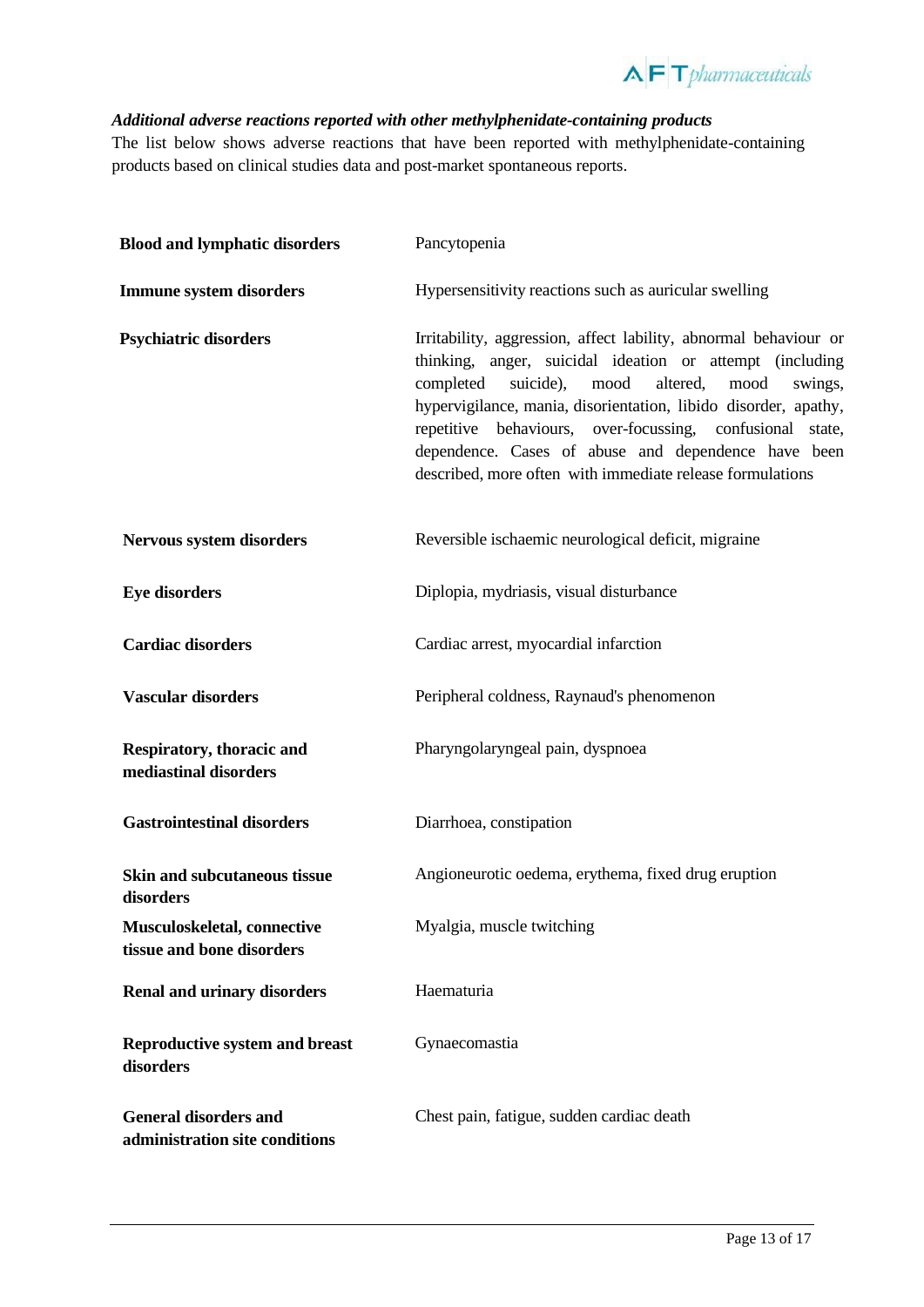### *Additional adverse reactions reported with other methylphenidate-containing products*

The list below shows adverse reactions that have been reported with methylphenidate-containing products based on clinical studies data and post-market spontaneous reports.

| | |
|---|---|
| **Blood and lymphatic disorders** | Pancytopenia |
| **Immune system disorders** | Hypersensitivity reactions such as auricular swelling |
| **Psychiatric disorders** | Irritability, aggression, affect lability, abnormal behaviour or thinking, anger, suicidal ideation or attempt (including completed suicide), mood altered, mood swings, hypervigilance, mania, disorientation, libido disorder, apathy, repetitive behaviours, over-focussing, confusional state, dependence. Cases of abuse and dependence have been described, more often with immediate release formulations |
| **Nervous system disorders** | Reversible ischaemic neurological deficit, migraine |
| **Eye disorders** | Diplopia, mydriasis, visual disturbance |
| **Cardiac disorders** | Cardiac arrest, myocardial infarction |
| **Vascular disorders** | Peripheral coldness, Raynaud's phenomenon |
| **Respiratory, thoracic and mediastinal disorders** | Pharyngolaryngeal pain, dyspnoea |
| **Gastrointestinal disorders** | Diarrhoea, constipation |
| **Skin and subcutaneous tissue disorders** | Angioneurotic oedema, erythema, fixed drug eruption |
| **Musculoskeletal, connective tissue and bone disorders** | Myalgia, muscle twitching |
| **Renal and urinary disorders** | Haematuria |
| **Reproductive system and breast disorders** | Gynaecomastia |
| **General disorders and administration site conditions** | Chest pain, fatigue, sudden cardiac death |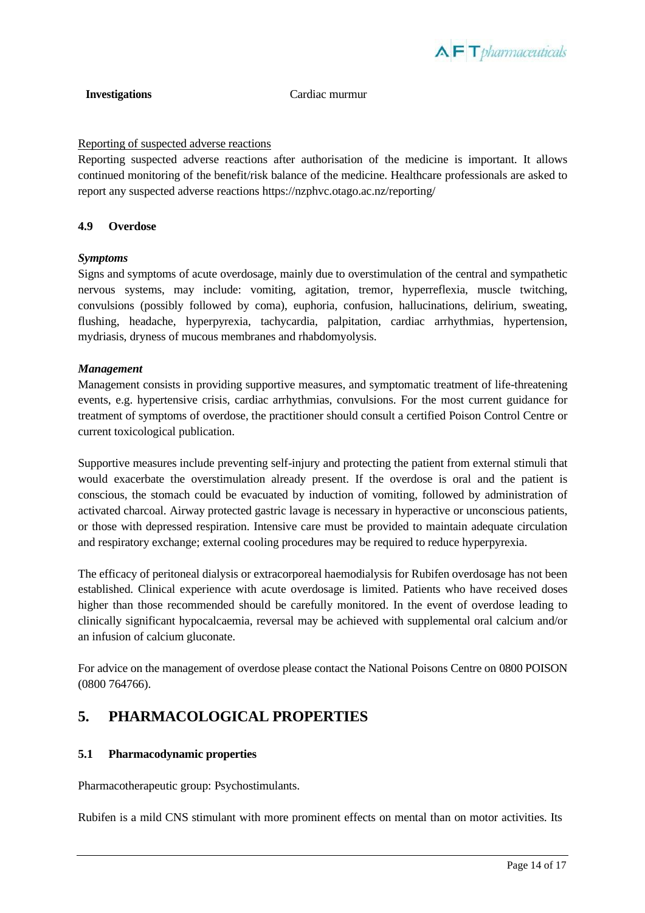| Investigations | Cardiac murmur |
|---|---|

Reporting of suspected adverse reactions

Reporting suspected adverse reactions after authorisation of the medicine is important. It allows continued monitoring of the benefit/risk balance of the medicine. Healthcare professionals are asked to report any suspected adverse reactions https://nzphvc.otago.ac.nz/reporting/

### 4.9 Overdose

***Symptoms***

Signs and symptoms of acute overdosage, mainly due to overstimulation of the central and sympathetic nervous systems, may include: vomiting, agitation, tremor, hyperreflexia, muscle twitching, convulsions (possibly followed by coma), euphoria, confusion, hallucinations, delirium, sweating, flushing, headache, hyperpyrexia, tachycardia, palpitation, cardiac arrhythmias, hypertension, mydriasis, dryness of mucous membranes and rhabdomyolysis.

***Management***

Management consists in providing supportive measures, and symptomatic treatment of life-threatening events, e.g. hypertensive crisis, cardiac arrhythmias, convulsions. For the most current guidance for treatment of symptoms of overdose, the practitioner should consult a certified Poison Control Centre or current toxicological publication.

Supportive measures include preventing self-injury and protecting the patient from external stimuli that would exacerbate the overstimulation already present. If the overdose is oral and the patient is conscious, the stomach could be evacuated by induction of vomiting, followed by administration of activated charcoal. Airway protected gastric lavage is necessary in hyperactive or unconscious patients, or those with depressed respiration. Intensive care must be provided to maintain adequate circulation and respiratory exchange; external cooling procedures may be required to reduce hyperpyrexia.

The efficacy of peritoneal dialysis or extracorporeal haemodialysis for Rubifen overdosage has not been established. Clinical experience with acute overdosage is limited. Patients who have received doses higher than those recommended should be carefully monitored. In the event of overdose leading to clinically significant hypocalcaemia, reversal may be achieved with supplemental oral calcium and/or an infusion of calcium gluconate.

For advice on the management of overdose please contact the National Poisons Centre on 0800 POISON (0800 764766).

## 5. PHARMACOLOGICAL PROPERTIES

### 5.1 Pharmacodynamic properties

Pharmacotherapeutic group: Psychostimulants.

Rubifen is a mild CNS stimulant with more prominent effects on mental than on motor activities. Its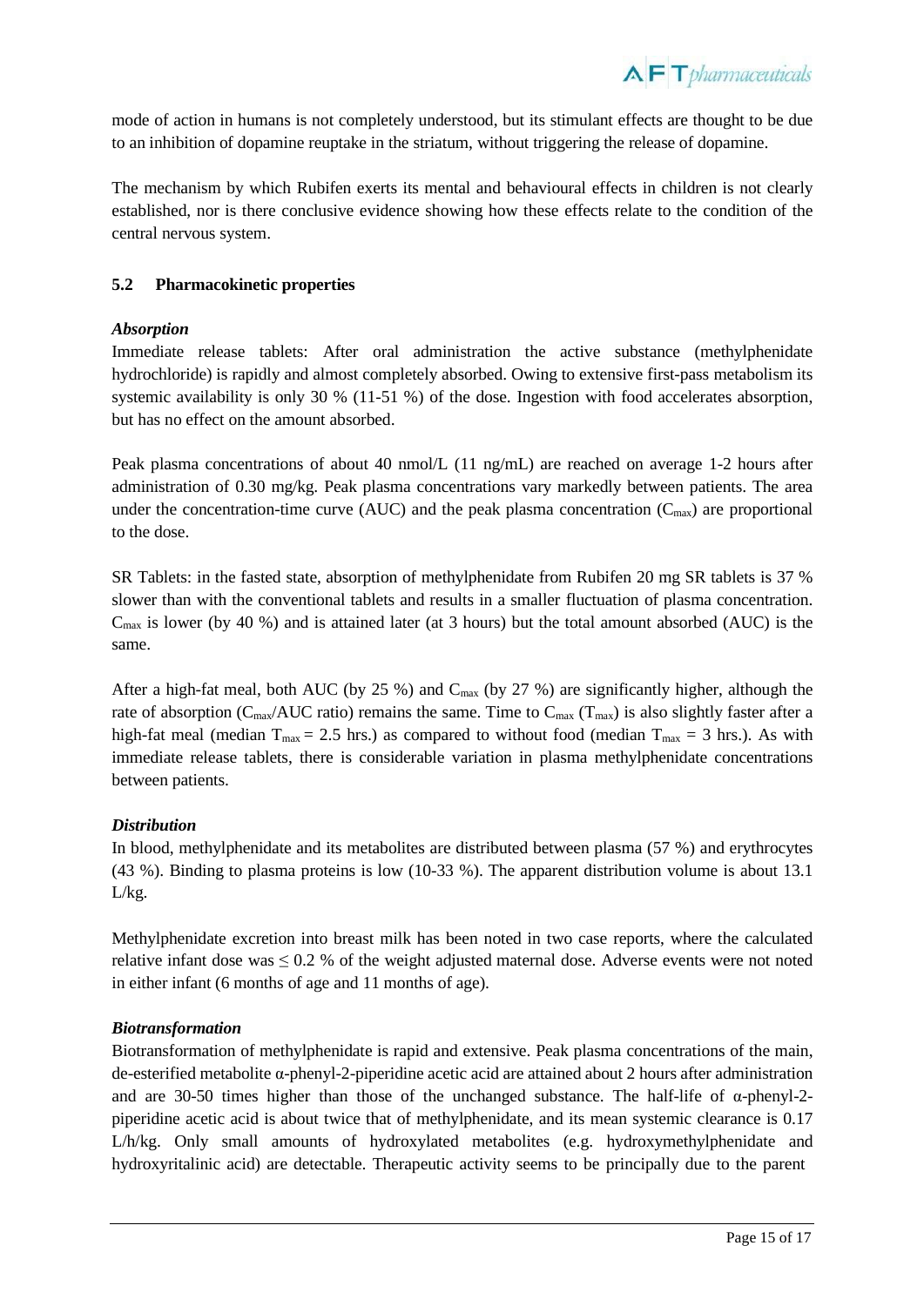mode of action in humans is not completely understood, but its stimulant effects are thought to be due to an inhibition of dopamine reuptake in the striatum, without triggering the release of dopamine.

The mechanism by which Rubifen exerts its mental and behavioural effects in children is not clearly established, nor is there conclusive evidence showing how these effects relate to the condition of the central nervous system.

### 5.2 Pharmacokinetic properties

***Absorption***

Immediate release tablets: After oral administration the active substance (methylphenidate hydrochloride) is rapidly and almost completely absorbed. Owing to extensive first-pass metabolism its systemic availability is only 30 % (11-51 %) of the dose. Ingestion with food accelerates absorption, but has no effect on the amount absorbed.

Peak plasma concentrations of about 40 nmol/L (11 ng/mL) are reached on average 1-2 hours after administration of 0.30 mg/kg. Peak plasma concentrations vary markedly between patients. The area under the concentration-time curve (AUC) and the peak plasma concentration ($C_{max}$) are proportional to the dose.

SR Tablets: in the fasted state, absorption of methylphenidate from Rubifen 20 mg SR tablets is 37 % slower than with the conventional tablets and results in a smaller fluctuation of plasma concentration. $C_{max}$ is lower (by 40 %) and is attained later (at 3 hours) but the total amount absorbed (AUC) is the same.

After a high-fat meal, both AUC (by 25 %) and $C_{max}$ (by 27 %) are significantly higher, although the rate of absorption ($C_{max}$/AUC ratio) remains the same. Time to $C_{max}$ ($T_{max}$) is also slightly faster after a high-fat meal (median $T_{max}$ = 2.5 hrs.) as compared to without food (median $T_{max}$ = 3 hrs.). As with immediate release tablets, there is considerable variation in plasma methylphenidate concentrations between patients.

***Distribution***

In blood, methylphenidate and its metabolites are distributed between plasma (57 %) and erythrocytes (43 %). Binding to plasma proteins is low (10-33 %). The apparent distribution volume is about 13.1 L/kg.

Methylphenidate excretion into breast milk has been noted in two case reports, where the calculated relative infant dose was ≤ 0.2 % of the weight adjusted maternal dose. Adverse events were not noted in either infant (6 months of age and 11 months of age).

***Biotransformation***

Biotransformation of methylphenidate is rapid and extensive. Peak plasma concentrations of the main, de-esterified metabolite α-phenyl-2-piperidine acetic acid are attained about 2 hours after administration and are 30-50 times higher than those of the unchanged substance. The half-life of α-phenyl-2-piperidine acetic acid is about twice that of methylphenidate, and its mean systemic clearance is 0.17 L/h/kg. Only small amounts of hydroxylated metabolites (e.g. hydroxymethylphenidate and hydroxyritalinic acid) are detectable. Therapeutic activity seems to be principally due to the parent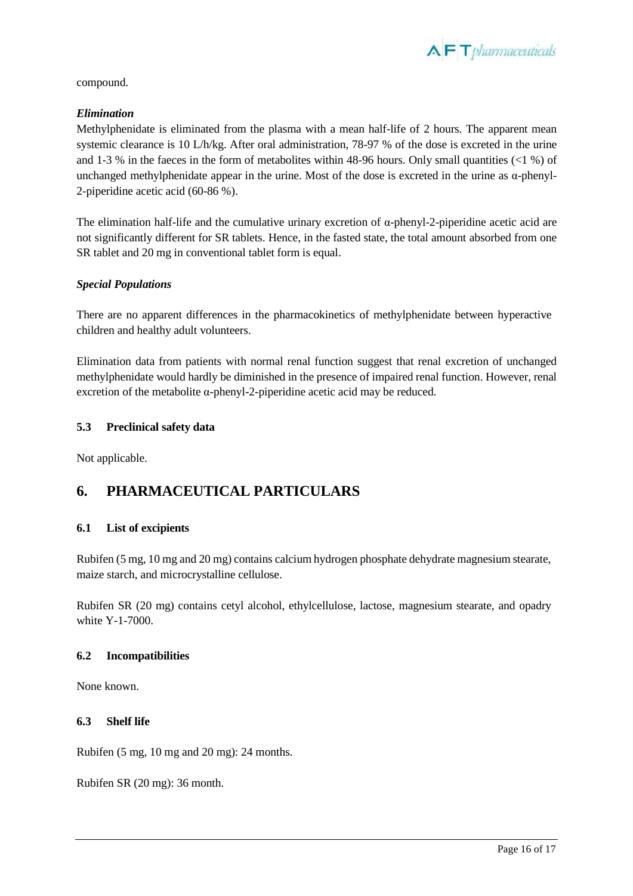compound.

### *Elimination*

Methylphenidate is eliminated from the plasma with a mean half-life of 2 hours. The apparent mean systemic clearance is 10 L/h/kg. After oral administration, 78-97 % of the dose is excreted in the urine and 1-3 % in the faeces in the form of metabolites within 48-96 hours. Only small quantities (<1 %) of unchanged methylphenidate appear in the urine. Most of the dose is excreted in the urine as α-phenyl-2-piperidine acetic acid (60-86 %).

The elimination half-life and the cumulative urinary excretion of α-phenyl-2-piperidine acetic acid are not significantly different for SR tablets. Hence, in the fasted state, the total amount absorbed from one SR tablet and 20 mg in conventional tablet form is equal.

### *Special Populations*

There are no apparent differences in the pharmacokinetics of methylphenidate between hyperactive children and healthy adult volunteers.

Elimination data from patients with normal renal function suggest that renal excretion of unchanged methylphenidate would hardly be diminished in the presence of impaired renal function. However, renal excretion of the metabolite α-phenyl-2-piperidine acetic acid may be reduced.

### 5.3 Preclinical safety data

Not applicable.

## 6. PHARMACEUTICAL PARTICULARS

### 6.1 List of excipients

Rubifen (5 mg, 10 mg and 20 mg) contains calcium hydrogen phosphate dehydrate magnesium stearate, maize starch, and microcrystalline cellulose.

Rubifen SR (20 mg) contains cetyl alcohol, ethylcellulose, lactose, magnesium stearate, and opadry white Y-1-7000.

### 6.2 Incompatibilities

None known.

### 6.3 Shelf life

Rubifen (5 mg, 10 mg and 20 mg): 24 months.

Rubifen SR (20 mg): 36 month.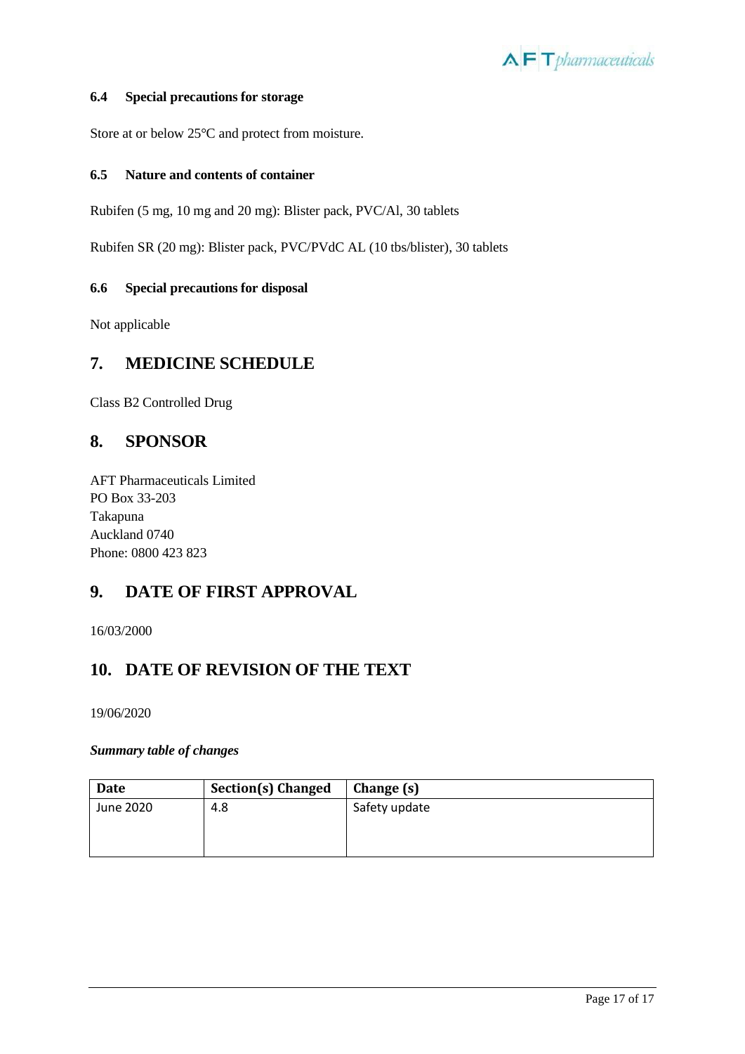### 6.4 Special precautions for storage

Store at or below 25°C and protect from moisture.

### 6.5 Nature and contents of container

Rubifen (5 mg, 10 mg and 20 mg): Blister pack, PVC/Al, 30 tablets

Rubifen SR (20 mg): Blister pack, PVC/PVdC AL (10 tbs/blister), 30 tablets

### 6.6 Special precautions for disposal

Not applicable

## 7. MEDICINE SCHEDULE

Class B2 Controlled Drug

## 8. SPONSOR

AFT Pharmaceuticals Limited
PO Box 33-203
Takapuna
Auckland 0740
Phone: 0800 423 823

## 9. DATE OF FIRST APPROVAL

16/03/2000

## 10. DATE OF REVISION OF THE TEXT

19/06/2020

***Summary table of changes***

| Date | Section(s) Changed | Change (s) |
|---|---|---|
| June 2020 | 4.8 | Safety update |